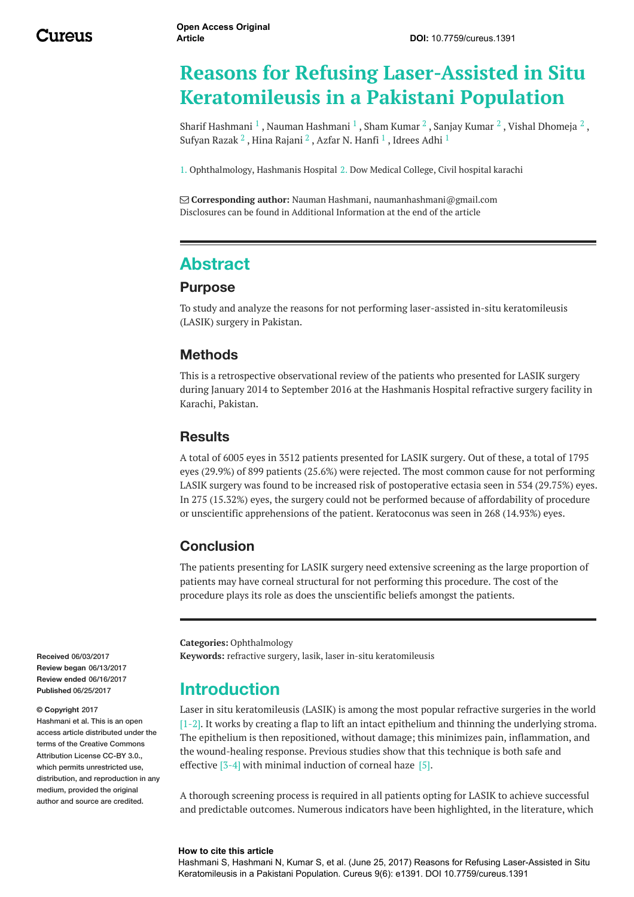Open Access Original Article

DOI: 10.7759/cureus.1391

# Reasons for Refusing Laser-Assisted in Situ Keratomileusis in a Pakistani Population

Sharif Hashmani [1] , Nauman Hashmani [1] , Sham Kumar [2] , Sanjay Kumar [2] , Vishal Dhomeja [2] , Sufyan Razak [2] , Hina Rajani [2] , Azfar N. Hanfi [1] , Idrees Adhi [1]

1. Ophthalmology, Hashmanis Hospital 2. Dow Medical College, Civil hospital karachi

**Corresponding author:** Nauman Hashmani, naumanhashmani@gmail.com
Disclosures can be found in Additional Information at the end of the article

## Abstract

### Purpose

To study and analyze the reasons for not performing laser-assisted in-situ keratomileusis (LASIK) surgery in Pakistan.

### Methods

This is a retrospective observational review of the patients who presented for LASIK surgery during January 2014 to September 2016 at the Hashmanis Hospital refractive surgery facility in Karachi, Pakistan.

### Results

A total of 6005 eyes in 3512 patients presented for LASIK surgery. Out of these, a total of 1795 eyes (29.9%) of 899 patients (25.6%) were rejected. The most common cause for not performing LASIK surgery was found to be increased risk of postoperative ectasia seen in 534 (29.75%) eyes. In 275 (15.32%) eyes, the surgery could not be performed because of affordability of procedure or unscientific apprehensions of the patient. Keratoconus was seen in 268 (14.93%) eyes.

### Conclusion

The patients presenting for LASIK surgery need extensive screening as the large proportion of patients may have corneal structural for not performing this procedure. The cost of the procedure plays its role as does the unscientific beliefs amongst the patients.

**Categories:** Ophthalmology
**Keywords:** refractive surgery, lasik, laser in-situ keratomileusis

**Received** 06/03/2017
**Review began** 06/13/2017
**Review ended** 06/16/2017
**Published** 06/25/2017

**© Copyright** 2017
Hashmani et al. This is an open access article distributed under the terms of the Creative Commons Attribution License CC-BY 3.0., which permits unrestricted use, distribution, and reproduction in any medium, provided the original author and source are credited.

## Introduction

Laser in situ keratomileusis (LASIK) is among the most popular refractive surgeries in the world [1-2]. It works by creating a flap to lift an intact epithelium and thinning the underlying stroma. The epithelium is then repositioned, without damage; this minimizes pain, inflammation, and the wound-healing response. Previous studies show that this technique is both safe and effective [3-4] with minimal induction of corneal haze [5].

A thorough screening process is required in all patients opting for LASIK to achieve successful and predictable outcomes. Numerous indicators have been highlighted, in the literature, which

**How to cite this article**
Hashmani S, Hashmani N, Kumar S, et al. (June 25, 2017) Reasons for Refusing Laser-Assisted in Situ Keratomileusis in a Pakistani Population. Cureus 9(6): e1391. DOI 10.7759/cureus.1391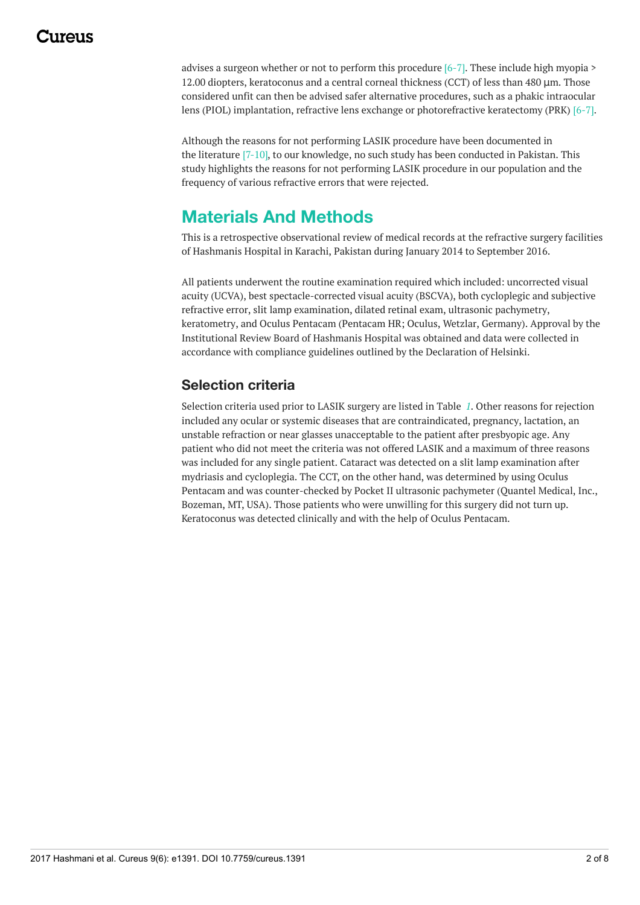advises a surgeon whether or not to perform this procedure [6-7]. These include high myopia > 12.00 diopters, keratoconus and a central corneal thickness (CCT) of less than 480 µm. Those considered unfit can then be advised safer alternative procedures, such as a phakic intraocular lens (PIOL) implantation, refractive lens exchange or photorefractive keratectomy (PRK) [6-7].

Although the reasons for not performing LASIK procedure have been documented in the literature [7-10], to our knowledge, no such study has been conducted in Pakistan. This study highlights the reasons for not performing LASIK procedure in our population and the frequency of various refractive errors that were rejected.

## Materials And Methods

This is a retrospective observational review of medical records at the refractive surgery facilities of Hashmanis Hospital in Karachi, Pakistan during January 2014 to September 2016.

All patients underwent the routine examination required which included: uncorrected visual acuity (UCVA), best spectacle-corrected visual acuity (BSCVA), both cycloplegic and subjective refractive error, slit lamp examination, dilated retinal exam, ultrasonic pachymetry, keratometry, and Oculus Pentacam (Pentacam HR; Oculus, Wetzlar, Germany). Approval by the Institutional Review Board of Hashmanis Hospital was obtained and data were collected in accordance with compliance guidelines outlined by the Declaration of Helsinki.

### Selection criteria

Selection criteria used prior to LASIK surgery are listed in Table *1*. Other reasons for rejection included any ocular or systemic diseases that are contraindicated, pregnancy, lactation, an unstable refraction or near glasses unacceptable to the patient after presbyopic age. Any patient who did not meet the criteria was not offered LASIK and a maximum of three reasons was included for any single patient. Cataract was detected on a slit lamp examination after mydriasis and cycloplegia. The CCT, on the other hand, was determined by using Oculus Pentacam and was counter-checked by Pocket II ultrasonic pachymeter (Quantel Medical, Inc., Bozeman, MT, USA). Those patients who were unwilling for this surgery did not turn up. Keratoconus was detected clinically and with the help of Oculus Pentacam.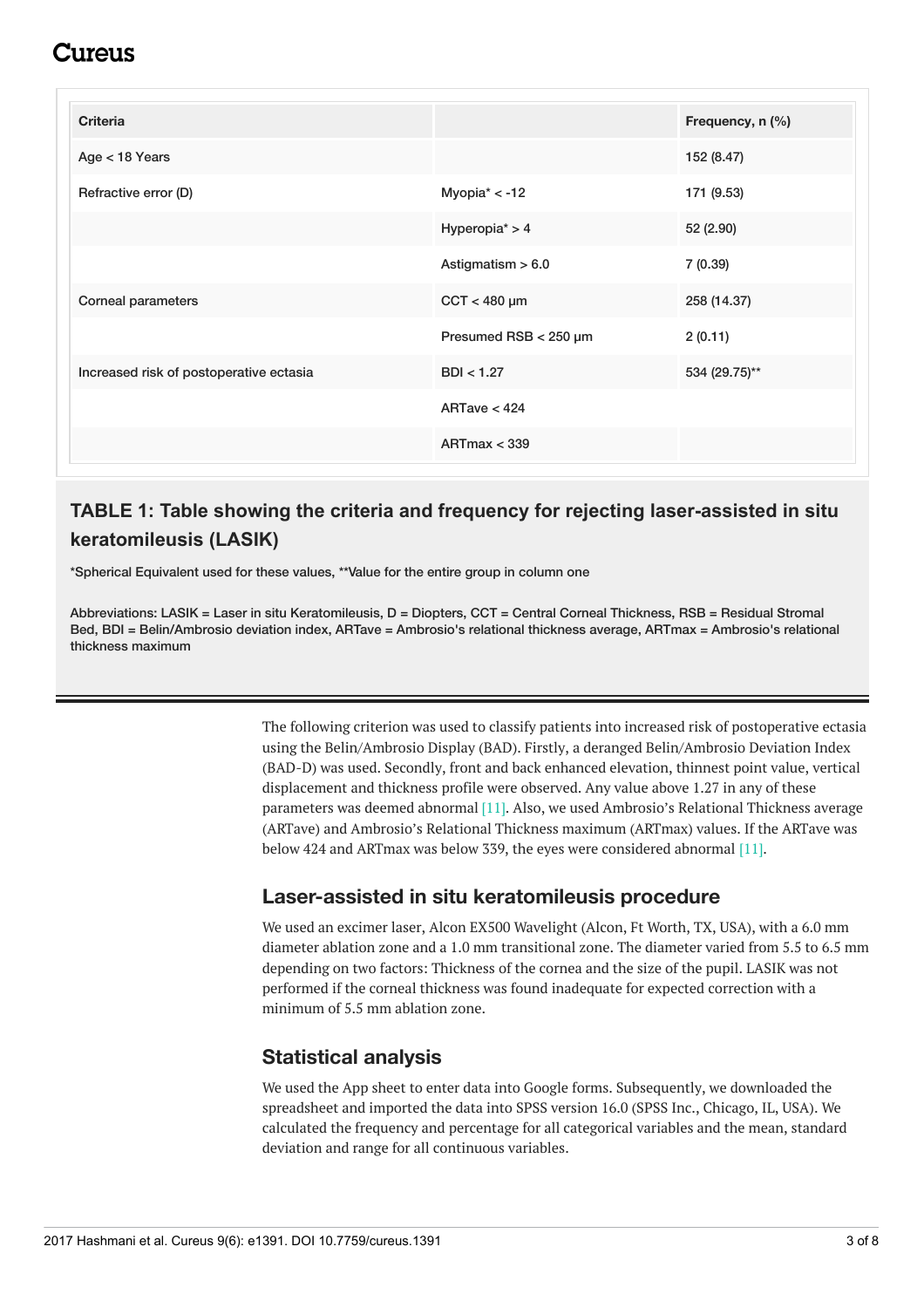| Criteria | | Frequency, n (%) |
|---|---|---|
| Age < 18 Years | | 152 (8.47) |
| Refractive error (D) | Myopia* < -12 | 171 (9.53) |
| | Hyperopia* > 4 | 52 (2.90) |
| | Astigmatism > 6.0 | 7 (0.39) |
| Corneal parameters | CCT < 480 μm | 258 (14.37) |
| | Presumed RSB < 250 μm | 2 (0.11) |
| Increased risk of postoperative ectasia | BDI < 1.27 | 534 (29.75)** |
| | ARTave < 424 | |
| | ARTmax < 339 | |

## TABLE 1: Table showing the criteria and frequency for rejecting laser-assisted in situ keratomileusis (LASIK)

*Spherical Equivalent used for these values, **Value for the entire group in column one

Abbreviations: LASIK = Laser in situ Keratomileusis, D = Diopters, CCT = Central Corneal Thickness, RSB = Residual Stromal Bed, BDI = Belin/Ambrosio deviation index, ARTave = Ambrosio's relational thickness average, ARTmax = Ambrosio's relational thickness maximum

The following criterion was used to classify patients into increased risk of postoperative ectasia using the Belin/Ambrosio Display (BAD). Firstly, a deranged Belin/Ambrosio Deviation Index (BAD-D) was used. Secondly, front and back enhanced elevation, thinnest point value, vertical displacement and thickness profile were observed. Any value above 1.27 in any of these parameters was deemed abnormal [11]. Also, we used Ambrosio's Relational Thickness average (ARTave) and Ambrosio's Relational Thickness maximum (ARTmax) values. If the ARTave was below 424 and ARTmax was below 339, the eyes were considered abnormal [11].

## Laser-assisted in situ keratomileusis procedure

We used an excimer laser, Alcon EX500 Wavelight (Alcon, Ft Worth, TX, USA), with a 6.0 mm diameter ablation zone and a 1.0 mm transitional zone. The diameter varied from 5.5 to 6.5 mm depending on two factors: Thickness of the cornea and the size of the pupil. LASIK was not performed if the corneal thickness was found inadequate for expected correction with a minimum of 5.5 mm ablation zone.

## Statistical analysis

We used the App sheet to enter data into Google forms. Subsequently, we downloaded the spreadsheet and imported the data into SPSS version 16.0 (SPSS Inc., Chicago, IL, USA). We calculated the frequency and percentage for all categorical variables and the mean, standard deviation and range for all continuous variables.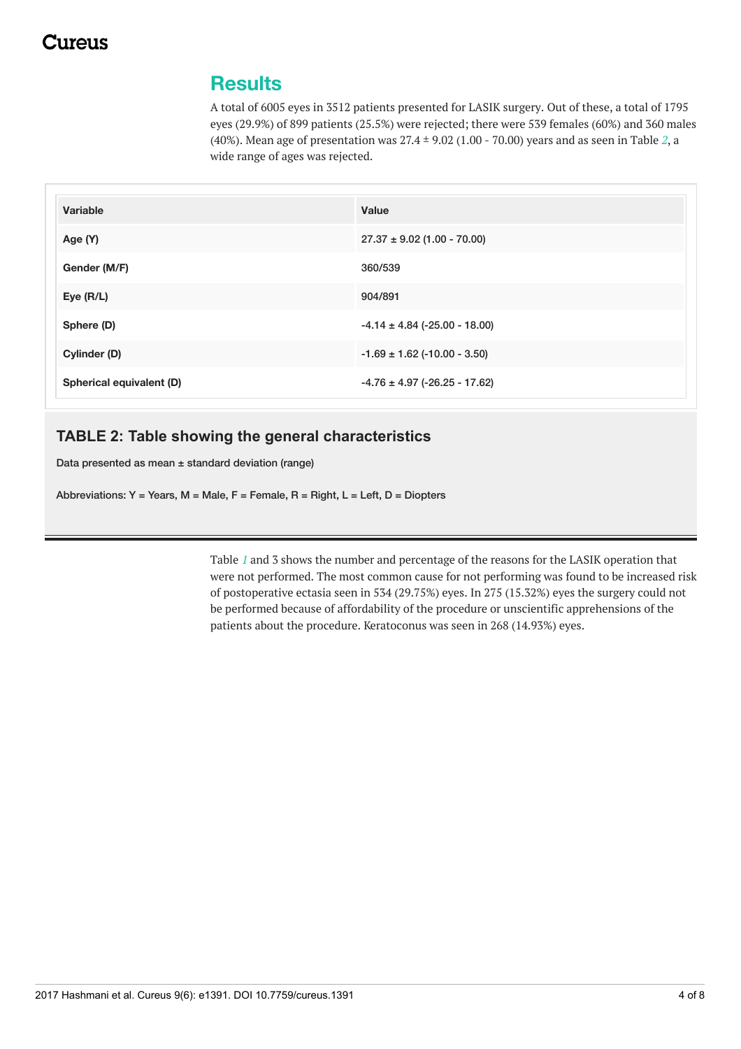## Results

A total of 6005 eyes in 3512 patients presented for LASIK surgery. Out of these, a total of 1795 eyes (29.9%) of 899 patients (25.5%) were rejected; there were 539 females (60%) and 360 males (40%). Mean age of presentation was 27.4 ± 9.02 (1.00 - 70.00) years and as seen in Table 2, a wide range of ages was rejected.

| Variable | Value |
|---|---|
| Age (Y) | 27.37 ± 9.02 (1.00 - 70.00) |
| Gender (M/F) | 360/539 |
| Eye (R/L) | 904/891 |
| Sphere (D) | -4.14 ± 4.84 (-25.00 - 18.00) |
| Cylinder (D) | -1.69 ± 1.62 (-10.00 - 3.50) |
| Spherical equivalent (D) | -4.76 ± 4.97 (-26.25 - 17.62) |

**TABLE 2: Table showing the general characteristics**

Data presented as mean ± standard deviation (range)

Abbreviations: Y = Years, M = Male, F = Female, R = Right, L = Left, D = Diopters

Table 1 and 3 shows the number and percentage of the reasons for the LASIK operation that were not performed. The most common cause for not performing was found to be increased risk of postoperative ectasia seen in 534 (29.75%) eyes. In 275 (15.32%) eyes the surgery could not be performed because of affordability of the procedure or unscientific apprehensions of the patients about the procedure. Keratoconus was seen in 268 (14.93%) eyes.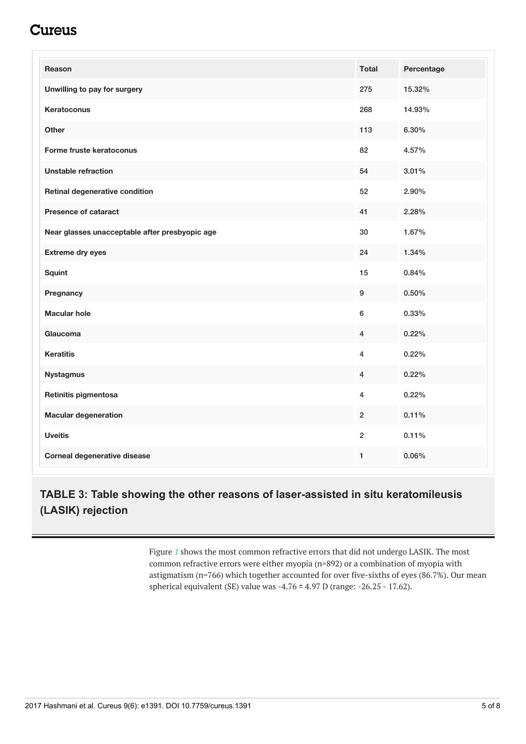| Reason | Total | Percentage |
|---|---|---|
| Unwilling to pay for surgery | 275 | 15.32% |
| Keratoconus | 268 | 14.93% |
| Other | 113 | 6.30% |
| Forme fruste keratoconus | 82 | 4.57% |
| Unstable refraction | 54 | 3.01% |
| Retinal degenerative condition | 52 | 2.90% |
| Presence of cataract | 41 | 2.28% |
| Near glasses unacceptable after presbyopic age | 30 | 1.67% |
| Extreme dry eyes | 24 | 1.34% |
| Squint | 15 | 0.84% |
| Pregnancy | 9 | 0.50% |
| Macular hole | 6 | 0.33% |
| Glaucoma | 4 | 0.22% |
| Keratitis | 4 | 0.22% |
| Nystagmus | 4 | 0.22% |
| Retinitis pigmentosa | 4 | 0.22% |
| Macular degeneration | 2 | 0.11% |
| Uveitis | 2 | 0.11% |
| Corneal degenerative disease | 1 | 0.06% |

**TABLE 3: Table showing the other reasons of laser-assisted in situ keratomileusis (LASIK) rejection**

Figure 1 shows the most common refractive errors that did not undergo LASIK. The most common refractive errors were either myopia (n=892) or a combination of myopia with astigmatism (n=766) which together accounted for over five-sixths of eyes (86.7%). Our mean spherical equivalent (SE) value was -4.76 ± 4.97 D (range: -26.25 - 17.62).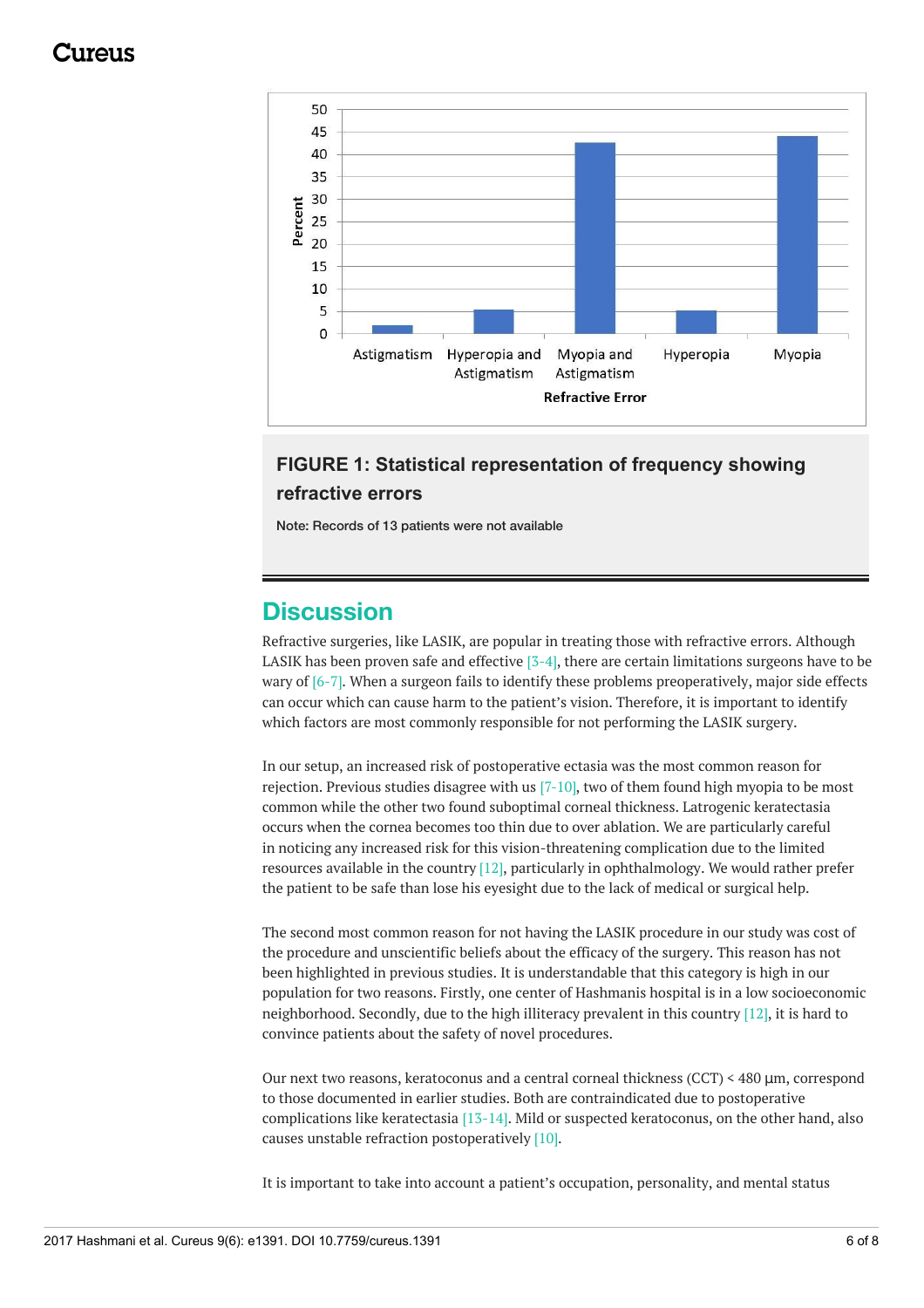FIGURE 1: Statistical representation of frequency showing refractive errors

Note: Records of 13 patients were not available

## Discussion

Refractive surgeries, like LASIK, are popular in treating those with refractive errors. Although LASIK has proven safe and effective [3-4], there are certain limitations surgeons have to be wary of [6-7]. When a surgeon fails to identify these problems preoperatively, major side effects can occur which can cause harm to the patient's vision. Therefore, it is important to identify which factors are most commonly responsible for not performing the LASIK surgery.

In our setup, an increased risk of postoperative ectasia was the most common reason for rejection. Previous studies disagree with us [7-10], two of them found high myopia to be most common while the other two found suboptimal corneal thickness. Latrogenic keratectasia occurs when the cornea becomes too thin due to over ablation. We are particularly careful in noticing any increased risk for this vision-threatening complication due to the limited resources available in the country [12], particularly in ophthalmology. We would rather prefer the patient to be safe than lose his eyesight due to the lack of medical or surgical help.

The second most common reason for not having the LASIK procedure in our study was cost of the procedure and unscientific beliefs about the efficacy of the surgery. This reason has not been highlighted in previous studies. It is understandable that this category is high in our population for two reasons. Firstly, one center of Hashmanis hospital is in a low socioeconomic neighborhood. Secondly, due to the high illiteracy prevalent in this country [12], it is hard to convince patients about the safety of novel procedures.

Our next two reasons, keratoconus and a central corneal thickness (CCT) < 480 µm, correspond to those documented in earlier studies. Both are contraindicated due to postoperative complications like keratectasia [13-14]. Mild or suspected keratoconus, on the other hand, also causes unstable refraction postoperatively [10].

It is important to take into account a patient's occupation, personality, and mental status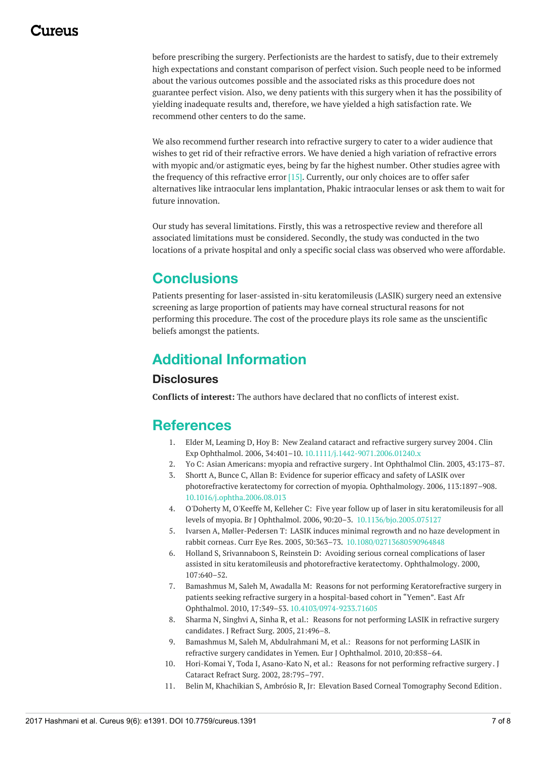before prescribing the surgery. Perfectionists are the hardest to satisfy, due to their extremely high expectations and constant comparison of perfect vision. Such people need to be informed about the various outcomes possible and the associated risks as this procedure does not guarantee perfect vision. Also, we deny patients with this surgery when it has the possibility of yielding inadequate results and, therefore, we have yielded a high satisfaction rate. We recommend other centers to do the same.

We also recommend further research into refractive surgery to cater to a wider audience that wishes to get rid of their refractive errors. We have denied a high variation of refractive errors with myopic and/or astigmatic eyes, being by far the highest number. Other studies agree with the frequency of this refractive error [15]. Currently, our only choices are to offer safer alternatives like intraocular lens implantation, Phakic intraocular lenses or ask them to wait for future innovation.

Our study has several limitations. Firstly, this was a retrospective review and therefore all associated limitations must be considered. Secondly, the study was conducted in the two locations of a private hospital and only a specific social class was observed who were affordable.

## Conclusions

Patients presenting for laser-assisted in-situ keratomileusis (LASIK) surgery need an extensive screening as large proportion of patients may have corneal structural reasons for not performing this procedure. The cost of the procedure plays its role same as the unscientific beliefs amongst the patients.

## Additional Information

### Disclosures

**Conflicts of interest:** The authors have declared that no conflicts of interest exist.

## References

1. Elder M, Leaming D, Hoy B: New Zealand cataract and refractive surgery survey 2004. Clin Exp Ophthalmol. 2006, 34:401–10. 10.1111/j.1442-9071.2006.01240.x
2. Yo C: Asian Americans: myopia and refractive surgery. Int Ophthalmol Clin. 2003, 43:173–87.
3. Shortt A, Bunce C, Allan B: Evidence for superior efficacy and safety of LASIK over photorefractive keratectomy for correction of myopia. Ophthalmology. 2006, 113:1897–908. 10.1016/j.ophtha.2006.08.013
4. O'Doherty M, O'Keeffe M, Kelleher C: Five year follow up of laser in situ keratomileusis for all levels of myopia. Br J Ophthalmol. 2006, 90:20–3. 10.1136/bjo.2005.075127
5. Ivarsen A, Møller-Pedersen T: LASIK induces minimal regrowth and no haze development in rabbit corneas. Curr Eye Res. 2005, 30:363–73. 10.1080/02713680590964848
6. Holland S, Srivannaboon S, Reinstein D: Avoiding serious corneal complications of laser assisted in situ keratomileusis and photorefractive keratectomy. Ophthalmology. 2000, 107:640–52.
7. Bamashmus M, Saleh M, Awadalla M: Reasons for not performing Keratorefractive surgery in patients seeking refractive surgery in a hospital-based cohort in "Yemen". East Afr Ophthalmol. 2010, 17:349–53. 10.4103/0974-9233.71605
8. Sharma N, Singhvi A, Sinha R, et al.: Reasons for not performing LASIK in refractive surgery candidates. J Refract Surg. 2005, 21:496–8.
9. Bamashmus M, Saleh M, Abdulrahmani M, et al.: Reasons for not performing LASIK in refractive surgery candidates in Yemen. Eur J Ophthalmol. 2010, 20:858–64.
10. Hori-Komai Y, Toda I, Asano-Kato N, et al.: Reasons for not performing refractive surgery. J Cataract Refract Surg. 2002, 28:795–797.
11. Belin M, Khachikian S, Ambrósio R, Jr: Elevation Based Corneal Tomography Second Edition.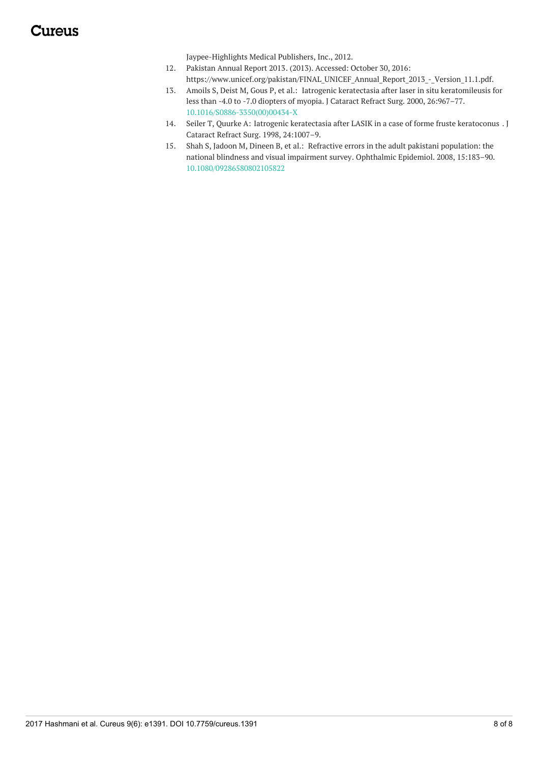Jaypee-Highlights Medical Publishers, Inc., 2012.

12. Pakistan Annual Report 2013. (2013). Accessed: October 30, 2016: https://www.unicef.org/pakistan/FINAL_UNICEF_Annual_Report_2013_-_Version_11.1.pdf.
13. Amoils S, Deist M, Gous P, et al.: Iatrogenic keratectasia after laser in situ keratomileusis for less than -4.0 to -7.0 diopters of myopia. J Cataract Refract Surg. 2000, 26:967–77. 10.1016/S0886-3350(00)00434-X
14. Seiler T, Quurke A: Iatrogenic keratectasia after LASIK in a case of forme fruste keratoconus . J Cataract Refract Surg. 1998, 24:1007–9.
15. Shah S, Jadoon M, Dineen B, et al.: Refractive errors in the adult pakistani population: the national blindness and visual impairment survey. Ophthalmic Epidemiol. 2008, 15:183–90. 10.1080/09286580802105822